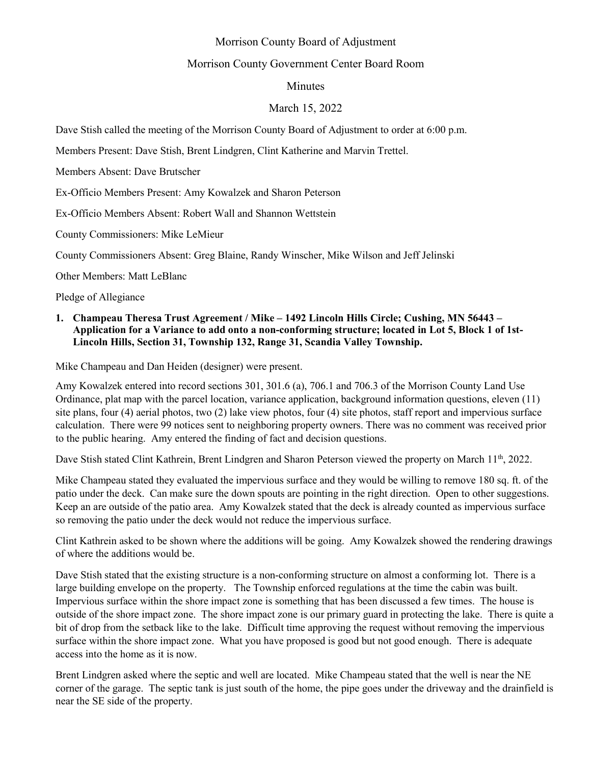Morrison County Board of Adjustment

Morrison County Government Center Board Room

Minutes

March 15, 2022

Dave Stish called the meeting of the Morrison County Board of Adjustment to order at 6:00 p.m.

Members Present: Dave Stish, Brent Lindgren, Clint Katherine and Marvin Trettel.

Members Absent: Dave Brutscher

Ex-Officio Members Present: Amy Kowalzek and Sharon Peterson

Ex-Officio Members Absent: Robert Wall and Shannon Wettstein

County Commissioners: Mike LeMieur

County Commissioners Absent: Greg Blaine, Randy Winscher, Mike Wilson and Jeff Jelinski

Other Members: Matt LeBlanc

Pledge of Allegiance

1. **Champeau Theresa Trust Agreement / Mike – 1492 Lincoln Hills Circle; Cushing, MN 56443 – Application for a Variance to add onto a non-conforming structure; located in Lot 5, Block 1 of 1st-Lincoln Hills, Section 31, Township 132, Range 31, Scandia Valley Township.**

Mike Champeau and Dan Heiden (designer) were present.

Amy Kowalzek entered into record sections 301, 301.6 (a), 706.1 and 706.3 of the Morrison County Land Use Ordinance, plat map with the parcel location, variance application, background information questions, eleven (11) site plans, four (4) aerial photos, two (2) lake view photos, four (4) site photos, staff report and impervious surface calculation. There were 99 notices sent to neighboring property owners. There was no comment was received prior to the public hearing. Amy entered the finding of fact and decision questions.

Dave Stish stated Clint Kathrein, Brent Lindgren and Sharon Peterson viewed the property on March 11th, 2022.

Mike Champeau stated they evaluated the impervious surface and they would be willing to remove 180 sq. ft. of the patio under the deck. Can make sure the down spouts are pointing in the right direction. Open to other suggestions. Keep an are outside of the patio area. Amy Kowalzek stated that the deck is already counted as impervious surface so removing the patio under the deck would not reduce the impervious surface.

Clint Kathrein asked to be shown where the additions will be going. Amy Kowalzek showed the rendering drawings of where the additions would be.

Dave Stish stated that the existing structure is a non-conforming structure on almost a conforming lot. There is a large building envelope on the property. The Township enforced regulations at the time the cabin was built. Impervious surface within the shore impact zone is something that has been discussed a few times. The house is outside of the shore impact zone. The shore impact zone is our primary guard in protecting the lake. There is quite a bit of drop from the setback like to the lake. Difficult time approving the request without removing the impervious surface within the shore impact zone. What you have proposed is good but not good enough. There is adequate access into the home as it is now.

Brent Lindgren asked where the septic and well are located. Mike Champeau stated that the well is near the NE corner of the garage. The septic tank is just south of the home, the pipe goes under the driveway and the drainfield is near the SE side of the property.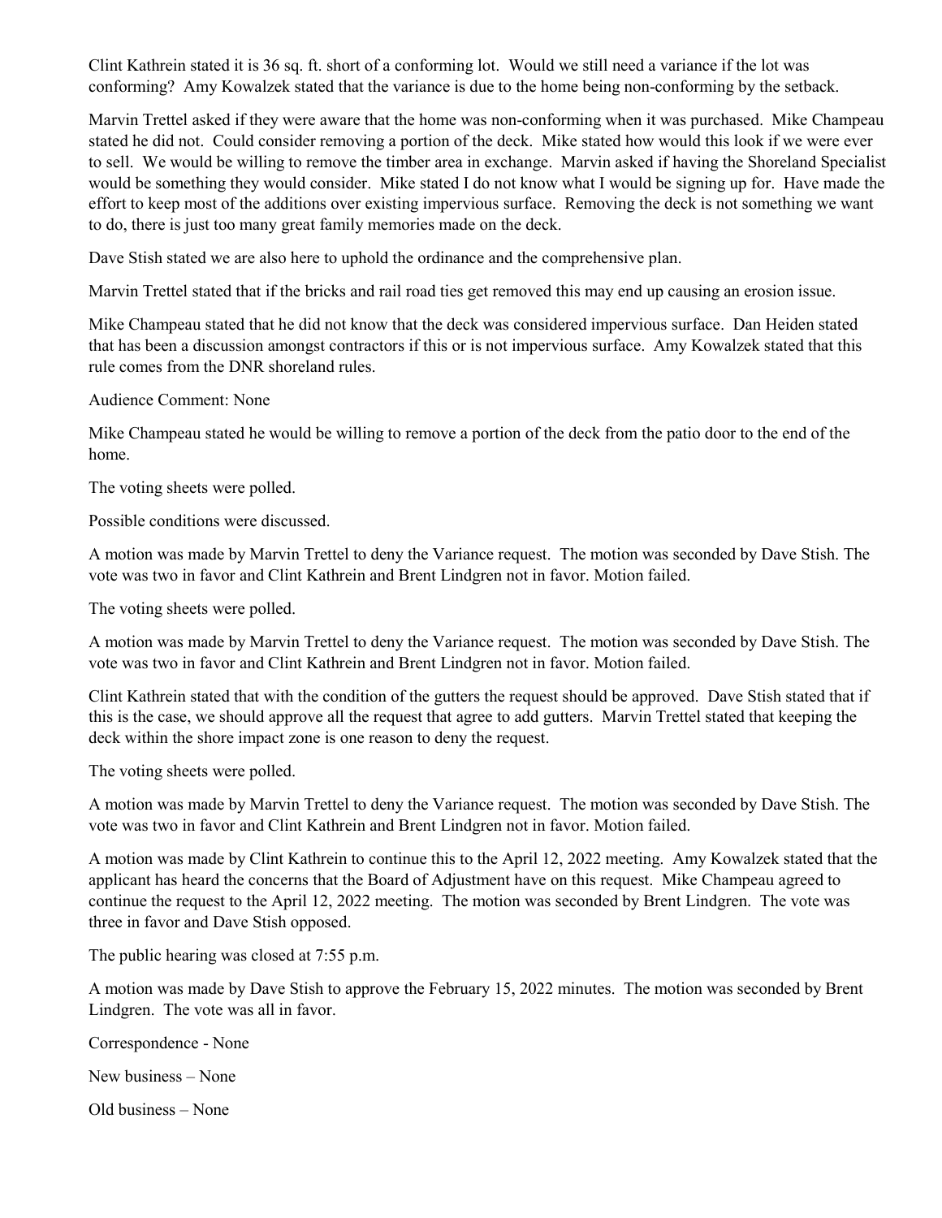Clint Kathrein stated it is 36 sq. ft. short of a conforming lot. Would we still need a variance if the lot was conforming? Amy Kowalzek stated that the variance is due to the home being non-conforming by the setback.

Marvin Trettel asked if they were aware that the home was non-conforming when it was purchased. Mike Champeau stated he did not. Could consider removing a portion of the deck. Mike stated how would this look if we were ever to sell. We would be willing to remove the timber area in exchange. Marvin asked if having the Shoreland Specialist would be something they would consider. Mike stated I do not know what I would be signing up for. Have made the effort to keep most of the additions over existing impervious surface. Removing the deck is not something we want to do, there is just too many great family memories made on the deck.

Dave Stish stated we are also here to uphold the ordinance and the comprehensive plan.

Marvin Trettel stated that if the bricks and rail road ties get removed this may end up causing an erosion issue.

Mike Champeau stated that he did not know that the deck was considered impervious surface. Dan Heiden stated that has been a discussion amongst contractors if this or is not impervious surface. Amy Kowalzek stated that this rule comes from the DNR shoreland rules.

Audience Comment: None

Mike Champeau stated he would be willing to remove a portion of the deck from the patio door to the end of the home.

The voting sheets were polled.

Possible conditions were discussed.

A motion was made by Marvin Trettel to deny the Variance request. The motion was seconded by Dave Stish. The vote was two in favor and Clint Kathrein and Brent Lindgren not in favor. Motion failed.

The voting sheets were polled.

A motion was made by Marvin Trettel to deny the Variance request. The motion was seconded by Dave Stish. The vote was two in favor and Clint Kathrein and Brent Lindgren not in favor. Motion failed.

Clint Kathrein stated that with the condition of the gutters the request should be approved. Dave Stish stated that if this is the case, we should approve all the request that agree to add gutters. Marvin Trettel stated that keeping the deck within the shore impact zone is one reason to deny the request.

The voting sheets were polled.

A motion was made by Marvin Trettel to deny the Variance request. The motion was seconded by Dave Stish. The vote was two in favor and Clint Kathrein and Brent Lindgren not in favor. Motion failed.

A motion was made by Clint Kathrein to continue this to the April 12, 2022 meeting. Amy Kowalzek stated that the applicant has heard the concerns that the Board of Adjustment have on this request. Mike Champeau agreed to continue the request to the April 12, 2022 meeting. The motion was seconded by Brent Lindgren. The vote was three in favor and Dave Stish opposed.

The public hearing was closed at 7:55 p.m.

A motion was made by Dave Stish to approve the February 15, 2022 minutes. The motion was seconded by Brent Lindgren. The vote was all in favor.

Correspondence - None

New business – None

Old business – None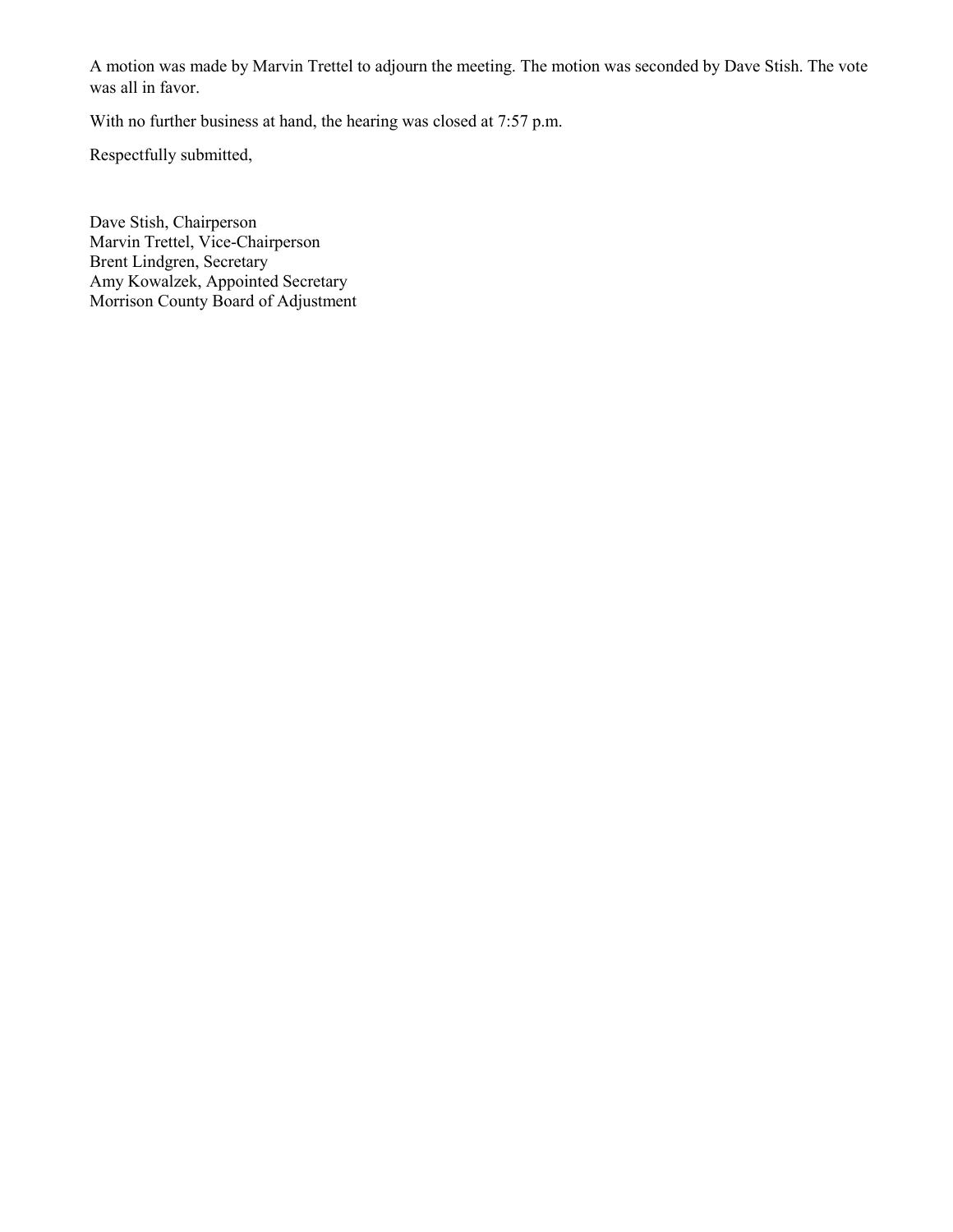A motion was made by Marvin Trettel to adjourn the meeting. The motion was seconded by Dave Stish. The vote was all in favor.

With no further business at hand, the hearing was closed at 7:57 p.m.

Respectfully submitted,

Dave Stish, Chairperson
Marvin Trettel, Vice-Chairperson
Brent Lindgren, Secretary
Amy Kowalzek, Appointed Secretary
Morrison County Board of Adjustment